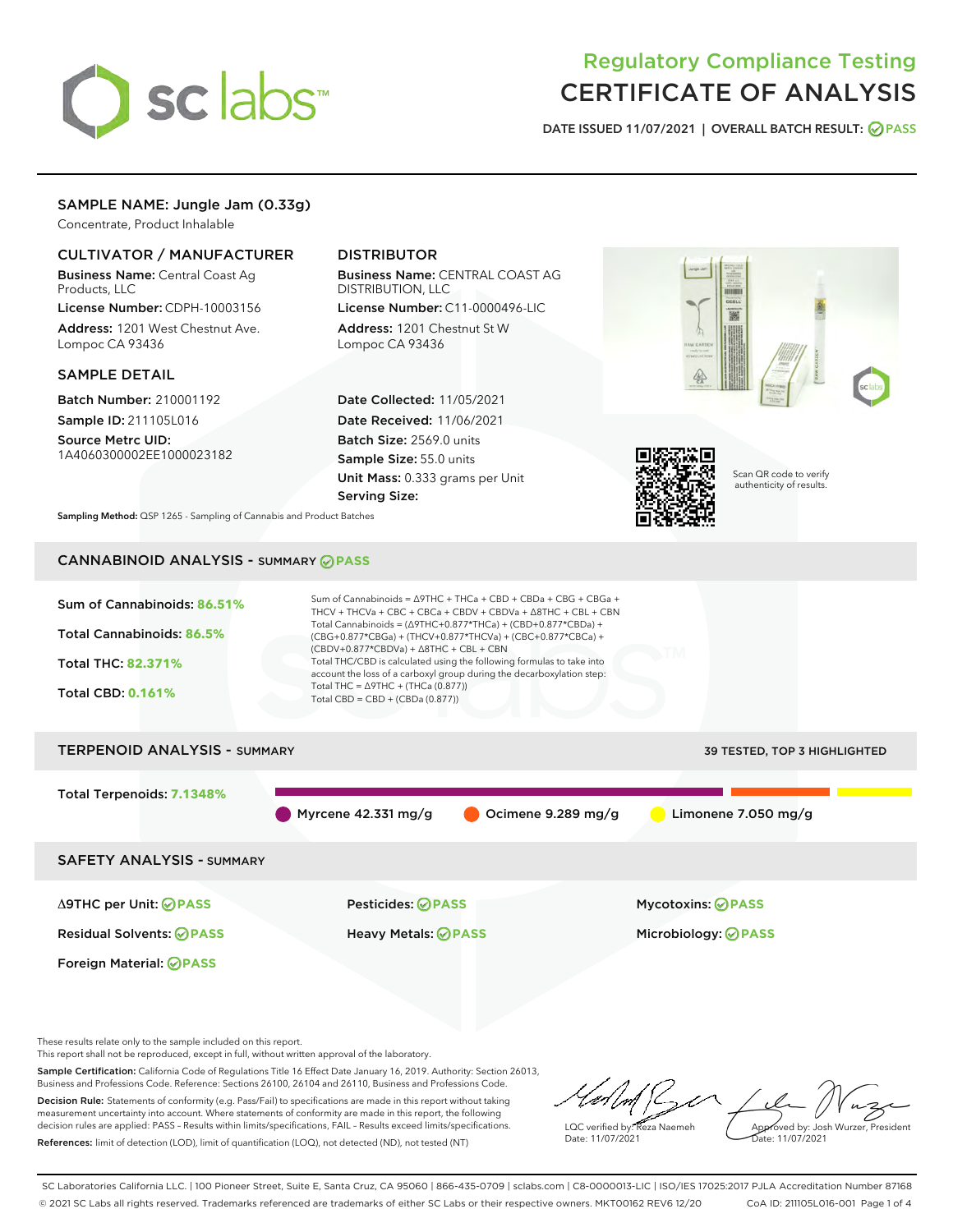# Regulatory Compliance Testing
# CERTIFICATE OF ANALYSIS

DATE ISSUED 11/07/2021 | OVERALL BATCH RESULT: PASS

## SAMPLE NAME: Jungle Jam (0.33g)

Concentrate, Product Inhalable

### CULTIVATOR / MANUFACTURER

**Business Name:** Central Coast Ag Products, LLC

**License Number:** CDPH-10003156

**Address:** 1201 West Chestnut Ave. Lompoc CA 93436

### DISTRIBUTOR

**Business Name:** CENTRAL COAST AG DISTRIBUTION, LLC

**License Number:** C11-0000496-LIC

**Address:** 1201 Chestnut St W Lompoc CA 93436

### SAMPLE DETAIL

**Batch Number:** 210001192

**Sample ID:** 211105L016

**Source Metrc UID:** 1A4060300002EE1000023182

**Date Collected:** 11/05/2021

**Date Received:** 11/06/2021

**Batch Size:** 2569.0 units

**Sample Size:** 55.0 units

**Unit Mass:** 0.333 grams per Unit

**Serving Size:**

Scan QR code to verify authenticity of results.

**Sampling Method:** QSP 1265 - Sampling of Cannabis and Product Batches

## CANNABINOID ANALYSIS - SUMMARY PASS

Sum of Cannabinoids: **86.51%**

Total Cannabinoids: **86.5%**

Total THC: **82.371%**

Total CBD: **0.161%**

Sum of Cannabinoids = Δ9THC + THCa + CBD + CBDa + CBG + CBGa + THCV + THCVa + CBC + CBCa + CBDV + CBDVa + Δ8THC + CBL + CBN

Total Cannabinoids = (Δ9THC+0.877*THCa) + (CBD+0.877*CBDa) + (CBG+0.877*CBGa) + (THCV+0.877*THCVa) + (CBC+0.877*CBCa) + (CBDV+0.877*CBDVa) + Δ8THC + CBL + CBN

Total THC/CBD is calculated using the following formulas to take into account the loss of a carboxyl group during the decarboxylation step:

Total THC = Δ9THC + (THCa (0.877))

Total CBD = CBD + (CBDa (0.877))

## TERPENOID ANALYSIS - SUMMARY

39 TESTED, TOP 3 HIGHLIGHTED

Total Terpenoids: **7.1348%**

- Myrcene 42.331 mg/g
- Ocimene 9.289 mg/g
- Limonene 7.050 mg/g

## SAFETY ANALYSIS - SUMMARY

| | | |
|---|---|---|
| Δ9THC per Unit: PASS | Pesticides: PASS | Mycotoxins: PASS |
| Residual Solvents: PASS | Heavy Metals: PASS | Microbiology: PASS |
| Foreign Material: PASS | | |

These results relate only to the sample included on this report.
This report shall not be reproduced, except in full, without written approval of the laboratory.

**Sample Certification:** California Code of Regulations Title 16 Effect Date January 16, 2019. Authority: Section 26013, Business and Professions Code. Reference: Sections 26100, 26104 and 26110, Business and Professions Code.

**Decision Rule:** Statements of conformity (e.g. Pass/Fail) to specifications are made in this report without taking measurement uncertainty into account. Where statements of conformity are made in this report, the following decision rules are applied: PASS – Results within limits/specifications, FAIL – Results exceed limits/specifications.

**References:** limit of detection (LOD), limit of quantification (LOQ), not detected (ND), not tested (NT)

LQC verified by: Reza Naemeh
Date: 11/07/2021

Approved by: Josh Wurzer, President
Date: 11/07/2021

SC Laboratories California LLC. | 100 Pioneer Street, Suite E, Santa Cruz, CA 95060 | 866-435-0709 | sclabs.com | C8-0000013-LIC | ISO/IES 17025:2017 PJLA Accreditation Number 87168
© 2021 SC Labs all rights reserved. Trademarks referenced are trademarks of either SC Labs or their respective owners. MKT00162 REV6 12/20 CoA ID: 211105L016-001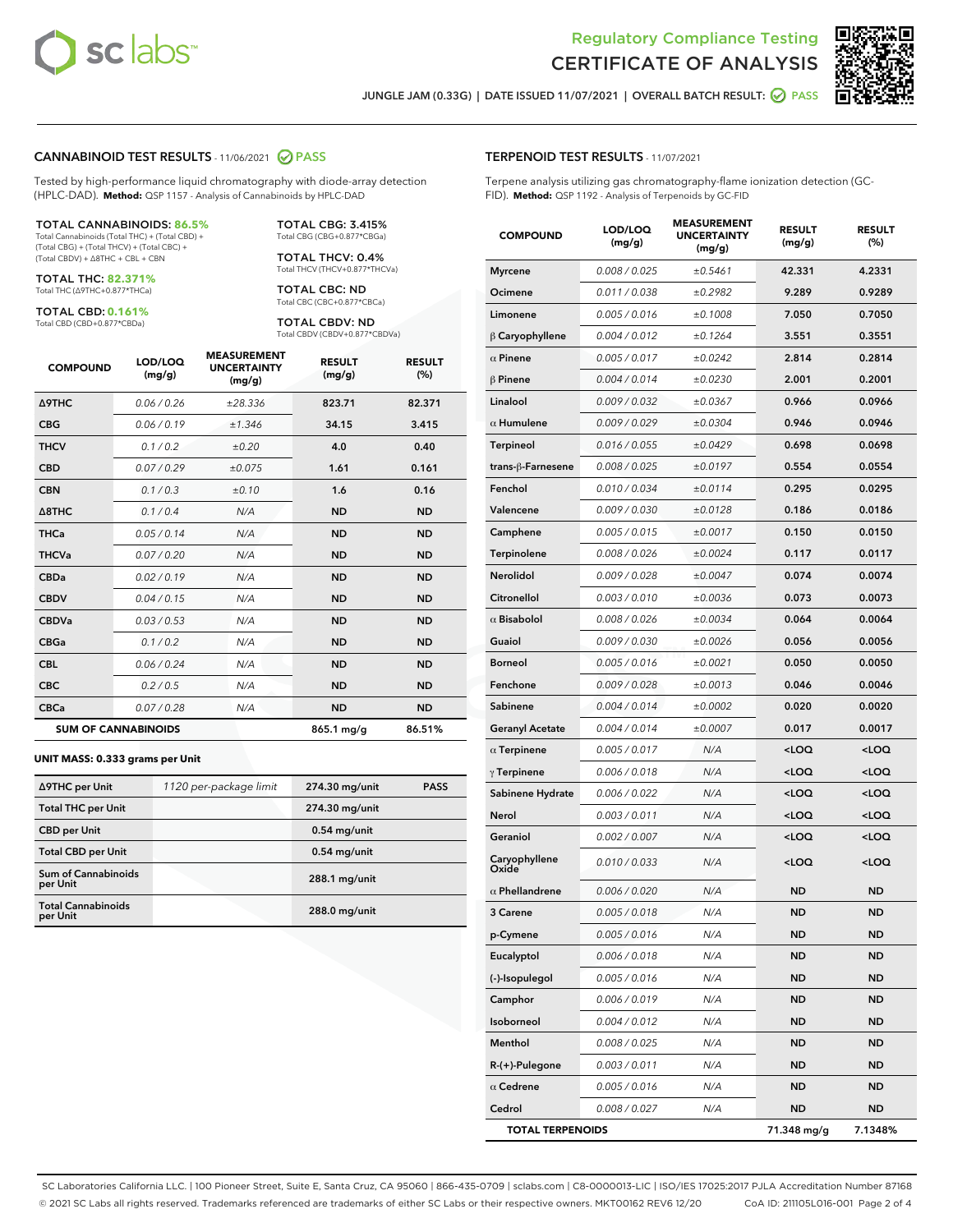# Regulatory Compliance Testing
# CERTIFICATE OF ANALYSIS

JUNGLE JAM (0.33G) | DATE ISSUED 11/07/2021 | OVERALL BATCH RESULT: PASS

## CANNABINOID TEST RESULTS - 11/06/2021 PASS

Tested by high-performance liquid chromatography with diode-array detection (HPLC-DAD). **Method:** QSP 1157 - Analysis of Cannabinoids by HPLC-DAD

**TOTAL CANNABINOIDS: 86.5%**
Total Cannabinoids (Total THC) + (Total CBD) + (Total CBG) + (Total THCV) + (Total CBC) + (Total CBDV) + Δ8THC + CBL + CBN

**TOTAL THC: 82.371%**
Total THC (Δ9THC+0.877*THCa)

**TOTAL CBD: 0.161%**
Total CBD (CBD+0.877*CBDa)

**TOTAL CBG: 3.415%**
Total CBG (CBG+0.877*CBGa)

**TOTAL THCV: 0.4%**
Total THCV (THCV+0.877*THCVa)

**TOTAL CBC: ND**
Total CBC (CBC+0.877*CBCa)

**TOTAL CBDV: ND**
Total CBDV (CBDV+0.877*CBDVa)

| COMPOUND | LOD/LOQ (mg/g) | MEASUREMENT UNCERTAINTY (mg/g) | RESULT (mg/g) | RESULT (%) |
|---|---|---|---|---|
| Δ9THC | 0.06 / 0.26 | ±28.336 | 823.71 | 82.371 |
| CBG | 0.06 / 0.19 | ±1.346 | 34.15 | 3.415 |
| THCV | 0.1 / 0.2 | ±0.20 | 4.0 | 0.40 |
| CBD | 0.07 / 0.29 | ±0.075 | 1.61 | 0.161 |
| CBN | 0.1 / 0.3 | ±0.10 | 1.6 | 0.16 |
| Δ8THC | 0.1 / 0.4 | N/A | ND | ND |
| THCa | 0.05 / 0.14 | N/A | ND | ND |
| THCVa | 0.07 / 0.20 | N/A | ND | ND |
| CBDa | 0.02 / 0.19 | N/A | ND | ND |
| CBDV | 0.04 / 0.15 | N/A | ND | ND |
| CBDVa | 0.03 / 0.53 | N/A | ND | ND |
| CBGa | 0.1 / 0.2 | N/A | ND | ND |
| CBL | 0.06 / 0.24 | N/A | ND | ND |
| CBC | 0.2 / 0.5 | N/A | ND | ND |
| CBCa | 0.07 / 0.28 | N/A | ND | ND |
| **SUM OF CANNABINOIDS** | | | 865.1 mg/g | 86.51% |

### UNIT MASS: 0.333 grams per Unit

| Δ9THC per Unit | 1120 per-package limit | 274.30 mg/unit | PASS |
|---|---|---|---|
| Total THC per Unit | | 274.30 mg/unit | |
| CBD per Unit | | 0.54 mg/unit | |
| Total CBD per Unit | | 0.54 mg/unit | |
| Sum of Cannabinoids per Unit | | 288.1 mg/unit | |
| Total Cannabinoids per Unit | | 288.0 mg/unit | |

## TERPENOID TEST RESULTS - 11/07/2021

Terpene analysis utilizing gas chromatography-flame ionization detection (GC-FID). **Method:** QSP 1192 - Analysis of Terpenoids by GC-FID

| COMPOUND | LOD/LOQ (mg/g) | MEASUREMENT UNCERTAINTY (mg/g) | RESULT (mg/g) | RESULT (%) |
|---|---|---|---|---|
| Myrcene | 0.008 / 0.025 | ±0.5461 | 42.331 | 4.2331 |
| Ocimene | 0.011 / 0.038 | ±0.2982 | 9.289 | 0.9289 |
| Limonene | 0.005 / 0.016 | ±0.1008 | 7.050 | 0.7050 |
| β Caryophyllene | 0.004 / 0.012 | ±0.1264 | 3.551 | 0.3551 |
| α Pinene | 0.005 / 0.017 | ±0.0242 | 2.814 | 0.2814 |
| β Pinene | 0.004 / 0.014 | ±0.0230 | 2.001 | 0.2001 |
| Linalool | 0.009 / 0.032 | ±0.0367 | 0.966 | 0.0966 |
| α Humulene | 0.009 / 0.029 | ±0.0304 | 0.946 | 0.0946 |
| Terpineol | 0.016 / 0.055 | ±0.0429 | 0.698 | 0.0698 |
| trans-β-Farnesene | 0.008 / 0.025 | ±0.0197 | 0.554 | 0.0554 |
| Fenchol | 0.010 / 0.034 | ±0.0114 | 0.295 | 0.0295 |
| Valencene | 0.009 / 0.030 | ±0.0128 | 0.186 | 0.0186 |
| Camphene | 0.005 / 0.015 | ±0.0017 | 0.150 | 0.0150 |
| Terpinolene | 0.008 / 0.026 | ±0.0024 | 0.117 | 0.0117 |
| Nerolidol | 0.009 / 0.028 | ±0.0047 | 0.074 | 0.0074 |
| Citronellol | 0.003 / 0.010 | ±0.0036 | 0.073 | 0.0073 |
| α Bisabolol | 0.008 / 0.026 | ±0.0034 | 0.064 | 0.0064 |
| Guaiol | 0.009 / 0.030 | ±0.0026 | 0.056 | 0.0056 |
| Borneol | 0.005 / 0.016 | ±0.0021 | 0.050 | 0.0050 |
| Fenchone | 0.009 / 0.028 | ±0.0013 | 0.046 | 0.0046 |
| Sabinene | 0.004 / 0.014 | ±0.0002 | 0.020 | 0.0020 |
| Geranyl Acetate | 0.004 / 0.014 | ±0.0007 | 0.017 | 0.0017 |
| α Terpinene | 0.005 / 0.017 | N/A | <LOQ | <LOQ |
| γ Terpinene | 0.006 / 0.018 | N/A | <LOQ | <LOQ |
| Sabinene Hydrate | 0.006 / 0.022 | N/A | <LOQ | <LOQ |
| Nerol | 0.003 / 0.011 | N/A | <LOQ | <LOQ |
| Geraniol | 0.002 / 0.007 | N/A | <LOQ | <LOQ |
| Caryophyllene Oxide | 0.010 / 0.033 | N/A | <LOQ | <LOQ |
| α Phellandrene | 0.006 / 0.020 | N/A | ND | ND |
| 3 Carene | 0.005 / 0.018 | N/A | ND | ND |
| p-Cymene | 0.005 / 0.016 | N/A | ND | ND |
| Eucalyptol | 0.006 / 0.018 | N/A | ND | ND |
| (-)-Isopulegol | 0.005 / 0.016 | N/A | ND | ND |
| Camphor | 0.006 / 0.019 | N/A | ND | ND |
| Isoborneol | 0.004 / 0.012 | N/A | ND | ND |
| Menthol | 0.008 / 0.025 | N/A | ND | ND |
| R-(+)-Pulegone | 0.003 / 0.011 | N/A | ND | ND |
| α Cedrene | 0.005 / 0.016 | N/A | ND | ND |
| Cedrol | 0.008 / 0.027 | N/A | ND | ND |
| **TOTAL TERPENOIDS** | | | 71.348 mg/g | 7.1348% |

SC Laboratories California LLC. | 100 Pioneer Street, Suite E, Santa Cruz, CA 95060 | 866-435-0709 | sclabs.com | C8-0000013-LIC | ISO/IES 17025:2017 PJLA Accreditation Number 87168
© 2021 SC Labs all rights reserved. Trademarks referenced are trademarks of either SC Labs or their respective owners. MKT00162 REV6 12/20 CoA ID: 211105L016-001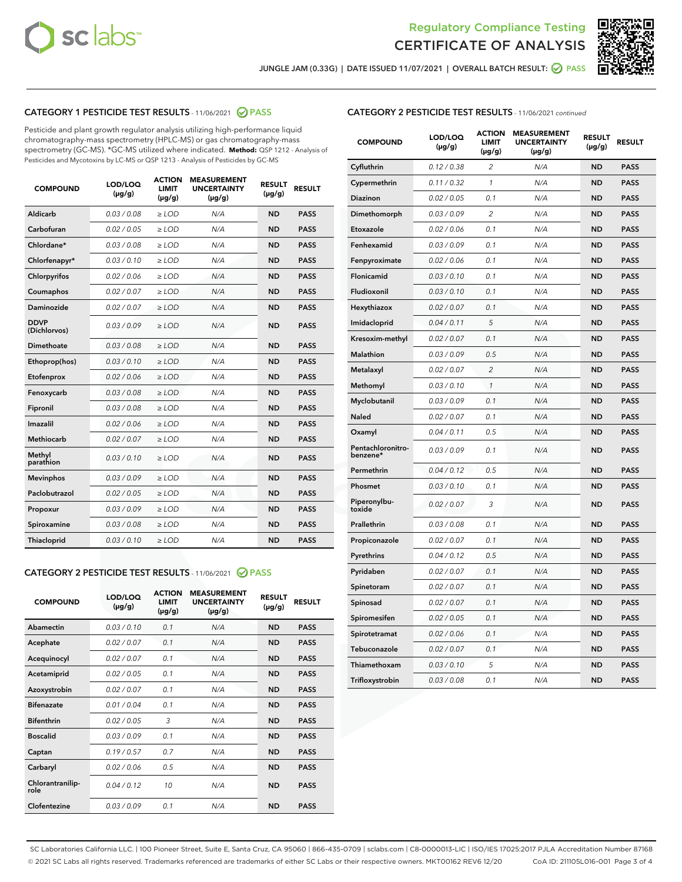JUNGLE JAM (0.33G) | DATE ISSUED 11/07/2021 | OVERALL BATCH RESULT: PASS

## CATEGORY 1 PESTICIDE TEST RESULTS - 11/06/2021 PASS

Pesticide and plant growth regulator analysis utilizing high-performance liquid chromatography-mass spectrometry (HPLC-MS) or gas chromatography-mass spectrometry (GC-MS). *GC-MS utilized where indicated. **Method:** QSP 1212 - Analysis of Pesticides and Mycotoxins by LC-MS or QSP 1213 - Analysis of Pesticides by GC-MS

| COMPOUND | LOD/LOQ (µg/g) | ACTION LIMIT (µg/g) | MEASUREMENT UNCERTAINTY (µg/g) | RESULT (µg/g) | RESULT |
|---|---|---|---|---|---|
| Aldicarb | 0.03 / 0.08 | ≥ LOD | N/A | ND | PASS |
| Carbofuran | 0.02 / 0.05 | ≥ LOD | N/A | ND | PASS |
| Chlordane* | 0.03 / 0.08 | ≥ LOD | N/A | ND | PASS |
| Chlorfenapyr* | 0.03 / 0.10 | ≥ LOD | N/A | ND | PASS |
| Chlorpyrifos | 0.02 / 0.06 | ≥ LOD | N/A | ND | PASS |
| Coumaphos | 0.02 / 0.07 | ≥ LOD | N/A | ND | PASS |
| Daminozide | 0.02 / 0.07 | ≥ LOD | N/A | ND | PASS |
| DDVP (Dichlorvos) | 0.03 / 0.09 | ≥ LOD | N/A | ND | PASS |
| Dimethoate | 0.03 / 0.08 | ≥ LOD | N/A | ND | PASS |
| Ethoprop(hos) | 0.03 / 0.10 | ≥ LOD | N/A | ND | PASS |
| Etofenprox | 0.02 / 0.06 | ≥ LOD | N/A | ND | PASS |
| Fenoxycarb | 0.03 / 0.08 | ≥ LOD | N/A | ND | PASS |
| Fipronil | 0.03 / 0.08 | ≥ LOD | N/A | ND | PASS |
| Imazalil | 0.02 / 0.06 | ≥ LOD | N/A | ND | PASS |
| Methiocarb | 0.02 / 0.07 | ≥ LOD | N/A | ND | PASS |
| Methyl parathion | 0.03 / 0.10 | ≥ LOD | N/A | ND | PASS |
| Mevinphos | 0.03 / 0.09 | ≥ LOD | N/A | ND | PASS |
| Paclobutrazol | 0.02 / 0.05 | ≥ LOD | N/A | ND | PASS |
| Propoxur | 0.03 / 0.09 | ≥ LOD | N/A | ND | PASS |
| Spiroxamine | 0.03 / 0.08 | ≥ LOD | N/A | ND | PASS |
| Thiacloprid | 0.03 / 0.10 | ≥ LOD | N/A | ND | PASS |

## CATEGORY 2 PESTICIDE TEST RESULTS - 11/06/2021 PASS

| COMPOUND | LOD/LOQ (µg/g) | ACTION LIMIT (µg/g) | MEASUREMENT UNCERTAINTY (µg/g) | RESULT (µg/g) | RESULT |
|---|---|---|---|---|---|
| Abamectin | 0.03 / 0.10 | 0.1 | N/A | ND | PASS |
| Acephate | 0.02 / 0.07 | 0.1 | N/A | ND | PASS |
| Acequinocyl | 0.02 / 0.07 | 0.1 | N/A | ND | PASS |
| Acetamiprid | 0.02 / 0.05 | 0.1 | N/A | ND | PASS |
| Azoxystrobin | 0.02 / 0.07 | 0.1 | N/A | ND | PASS |
| Bifenazate | 0.01 / 0.04 | 0.1 | N/A | ND | PASS |
| Bifenthrin | 0.02 / 0.05 | 3 | N/A | ND | PASS |
| Boscalid | 0.03 / 0.09 | 0.1 | N/A | ND | PASS |
| Captan | 0.19 / 0.57 | 0.7 | N/A | ND | PASS |
| Carbaryl | 0.02 / 0.06 | 0.5 | N/A | ND | PASS |
| Chlorantraniliprole | 0.04 / 0.12 | 10 | N/A | ND | PASS |
| Clofentezine | 0.03 / 0.09 | 0.1 | N/A | ND | PASS |
| Cyfluthrin | 0.12 / 0.38 | 2 | N/A | ND | PASS |
| Cypermethrin | 0.11 / 0.32 | 1 | N/A | ND | PASS |
| Diazinon | 0.02 / 0.05 | 0.1 | N/A | ND | PASS |
| Dimethomorph | 0.03 / 0.09 | 2 | N/A | ND | PASS |
| Etoxazole | 0.02 / 0.06 | 0.1 | N/A | ND | PASS |
| Fenhexamid | 0.03 / 0.09 | 0.1 | N/A | ND | PASS |
| Fenpyroximate | 0.02 / 0.06 | 0.1 | N/A | ND | PASS |
| Flonicamid | 0.03 / 0.10 | 0.1 | N/A | ND | PASS |
| Fludioxonil | 0.03 / 0.10 | 0.1 | N/A | ND | PASS |
| Hexythiazox | 0.02 / 0.07 | 0.1 | N/A | ND | PASS |
| Imidacloprid | 0.04 / 0.11 | 5 | N/A | ND | PASS |
| Kresoxim-methyl | 0.02 / 0.07 | 0.1 | N/A | ND | PASS |
| Malathion | 0.03 / 0.09 | 0.5 | N/A | ND | PASS |
| Metalaxyl | 0.02 / 0.07 | 2 | N/A | ND | PASS |
| Methomyl | 0.03 / 0.10 | 1 | N/A | ND | PASS |
| Myclobutanil | 0.03 / 0.09 | 0.1 | N/A | ND | PASS |
| Naled | 0.02 / 0.07 | 0.1 | N/A | ND | PASS |
| Oxamyl | 0.04 / 0.11 | 0.5 | N/A | ND | PASS |
| Pentachloronitrobenzene* | 0.03 / 0.09 | 0.1 | N/A | ND | PASS |
| Permethrin | 0.04 / 0.12 | 0.5 | N/A | ND | PASS |
| Phosmet | 0.03 / 0.10 | 0.1 | N/A | ND | PASS |
| Piperonylbutoxide | 0.02 / 0.07 | 3 | N/A | ND | PASS |
| Prallethrin | 0.03 / 0.08 | 0.1 | N/A | ND | PASS |
| Propiconazole | 0.02 / 0.07 | 0.1 | N/A | ND | PASS |
| Pyrethrins | 0.04 / 0.12 | 0.5 | N/A | ND | PASS |
| Pyridaben | 0.02 / 0.07 | 0.1 | N/A | ND | PASS |
| Spinetoram | 0.02 / 0.07 | 0.1 | N/A | ND | PASS |
| Spinosad | 0.02 / 0.07 | 0.1 | N/A | ND | PASS |
| Spiromesifen | 0.02 / 0.05 | 0.1 | N/A | ND | PASS |
| Spirotetramat | 0.02 / 0.06 | 0.1 | N/A | ND | PASS |
| Tebuconazole | 0.02 / 0.07 | 0.1 | N/A | ND | PASS |
| Thiamethoxam | 0.03 / 0.10 | 5 | N/A | ND | PASS |
| Trifloxystrobin | 0.03 / 0.08 | 0.1 | N/A | ND | PASS |

SC Laboratories California LLC. | 100 Pioneer Street, Suite E, Santa Cruz, CA 95060 | 866-435-0709 | sclabs.com | C8-0000013-LIC | ISO/IES 17025:2017 PJLA Accreditation Number 87168
© 2021 SC Labs all rights reserved. Trademarks referenced are trademarks of either SC Labs or their respective owners. MKT00162 REV6 12/20 CoA ID: 211105L016-001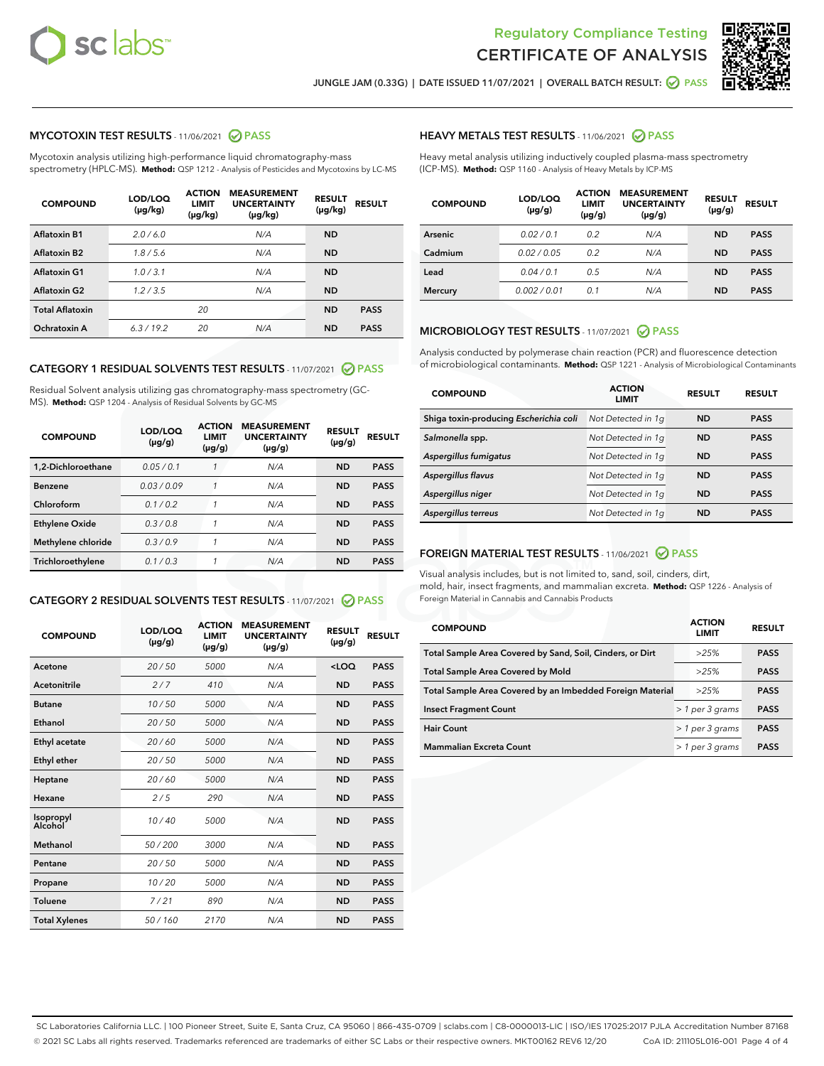Regulatory Compliance Testing

# CERTIFICATE OF ANALYSIS

JUNGLE JAM (0.33G) | DATE ISSUED 11/07/2021 | OVERALL BATCH RESULT: PASS

## MYCOTOXIN TEST RESULTS - 11/06/2021 PASS

Mycotoxin analysis utilizing high-performance liquid chromatography-mass spectrometry (HPLC-MS). **Method:** QSP 1212 - Analysis of Pesticides and Mycotoxins by LC-MS

| COMPOUND | LOD/LOQ (μg/kg) | ACTION LIMIT (μg/kg) | MEASUREMENT UNCERTAINTY (μg/kg) | RESULT (μg/kg) | RESULT |
|---|---|---|---|---|---|
| Aflatoxin B1 | 2.0 / 6.0 | | N/A | ND | |
| Aflatoxin B2 | 1.8 / 5.6 | | N/A | ND | |
| Aflatoxin G1 | 1.0 / 3.1 | | N/A | ND | |
| Aflatoxin G2 | 1.2 / 3.5 | | N/A | ND | |
| Total Aflatoxin | | 20 | | ND | PASS |
| Ochratoxin A | 6.3 / 19.2 | 20 | N/A | ND | PASS |

## CATEGORY 1 RESIDUAL SOLVENTS TEST RESULTS - 11/07/2021 PASS

Residual Solvent analysis utilizing gas chromatography-mass spectrometry (GC-MS). **Method:** QSP 1204 - Analysis of Residual Solvents by GC-MS

| COMPOUND | LOD/LOQ (μg/g) | ACTION LIMIT (μg/g) | MEASUREMENT UNCERTAINTY (μg/g) | RESULT (μg/g) | RESULT |
|---|---|---|---|---|---|
| 1,2-Dichloroethane | 0.05 / 0.1 | 1 | N/A | ND | PASS |
| Benzene | 0.03 / 0.09 | 1 | N/A | ND | PASS |
| Chloroform | 0.1 / 0.2 | 1 | N/A | ND | PASS |
| Ethylene Oxide | 0.3 / 0.8 | 1 | N/A | ND | PASS |
| Methylene chloride | 0.3 / 0.9 | 1 | N/A | ND | PASS |
| Trichloroethylene | 0.1 / 0.3 | 1 | N/A | ND | PASS |

## CATEGORY 2 RESIDUAL SOLVENTS TEST RESULTS - 11/07/2021 PASS

| COMPOUND | LOD/LOQ (μg/g) | ACTION LIMIT (μg/g) | MEASUREMENT UNCERTAINTY (μg/g) | RESULT (μg/g) | RESULT |
|---|---|---|---|---|---|
| Acetone | 20 / 50 | 5000 | N/A | <LOQ | PASS |
| Acetonitrile | 2 / 7 | 410 | N/A | ND | PASS |
| Butane | 10 / 50 | 5000 | N/A | ND | PASS |
| Ethanol | 20 / 50 | 5000 | N/A | ND | PASS |
| Ethyl acetate | 20 / 60 | 5000 | N/A | ND | PASS |
| Ethyl ether | 20 / 50 | 5000 | N/A | ND | PASS |
| Heptane | 20 / 60 | 5000 | N/A | ND | PASS |
| Hexane | 2 / 5 | 290 | N/A | ND | PASS |
| Isopropyl Alcohol | 10 / 40 | 5000 | N/A | ND | PASS |
| Methanol | 50 / 200 | 3000 | N/A | ND | PASS |
| Pentane | 20 / 50 | 5000 | N/A | ND | PASS |
| Propane | 10 / 20 | 5000 | N/A | ND | PASS |
| Toluene | 7 / 21 | 890 | N/A | ND | PASS |
| Total Xylenes | 50 / 160 | 2170 | N/A | ND | PASS |

## HEAVY METALS TEST RESULTS - 11/06/2021 PASS

Heavy metal analysis utilizing inductively coupled plasma-mass spectrometry (ICP-MS). **Method:** QSP 1160 - Analysis of Heavy Metals by ICP-MS

| COMPOUND | LOD/LOQ (μg/g) | ACTION LIMIT (μg/g) | MEASUREMENT UNCERTAINTY (μg/g) | RESULT (μg/g) | RESULT |
|---|---|---|---|---|---|
| Arsenic | 0.02 / 0.1 | 0.2 | N/A | ND | PASS |
| Cadmium | 0.02 / 0.05 | 0.2 | N/A | ND | PASS |
| Lead | 0.04 / 0.1 | 0.5 | N/A | ND | PASS |
| Mercury | 0.002 / 0.01 | 0.1 | N/A | ND | PASS |

## MICROBIOLOGY TEST RESULTS - 11/07/2021 PASS

Analysis conducted by polymerase chain reaction (PCR) and fluorescence detection of microbiological contaminants. **Method:** QSP 1221 - Analysis of Microbiological Contaminants

| COMPOUND | ACTION LIMIT | RESULT | RESULT |
|---|---|---|---|
| Shiga toxin-producing *Escherichia coli* | Not Detected in 1g | ND | PASS |
| *Salmonella* spp. | Not Detected in 1g | ND | PASS |
| *Aspergillus fumigatus* | Not Detected in 1g | ND | PASS |
| *Aspergillus flavus* | Not Detected in 1g | ND | PASS |
| *Aspergillus niger* | Not Detected in 1g | ND | PASS |
| *Aspergillus terreus* | Not Detected in 1g | ND | PASS |

## FOREIGN MATERIAL TEST RESULTS - 11/06/2021 PASS

Visual analysis includes, but is not limited to, sand, soil, cinders, dirt, mold, hair, insect fragments, and mammalian excreta. **Method:** QSP 1226 - Analysis of Foreign Material in Cannabis and Cannabis Products

| COMPOUND | ACTION LIMIT | RESULT |
|---|---|---|
| Total Sample Area Covered by Sand, Soil, Cinders, or Dirt | >25% | PASS |
| Total Sample Area Covered by Mold | >25% | PASS |
| Total Sample Area Covered by an Imbedded Foreign Material | >25% | PASS |
| Insect Fragment Count | > 1 per 3 grams | PASS |
| Hair Count | > 1 per 3 grams | PASS |
| Mammalian Excreta Count | > 1 per 3 grams | PASS |

SC Laboratories California LLC. | 100 Pioneer Street, Suite E, Santa Cruz, CA 95060 | 866-435-0709 | sclabs.com | C8-0000013-LIC | ISO/IES 17025:2017 PJLA Accreditation Number 87168
© 2021 SC Labs all rights reserved. Trademarks referenced are trademarks of either SC Labs or their respective owners. MKT00162 REV6 12/20 CoA ID: 211105L016-001